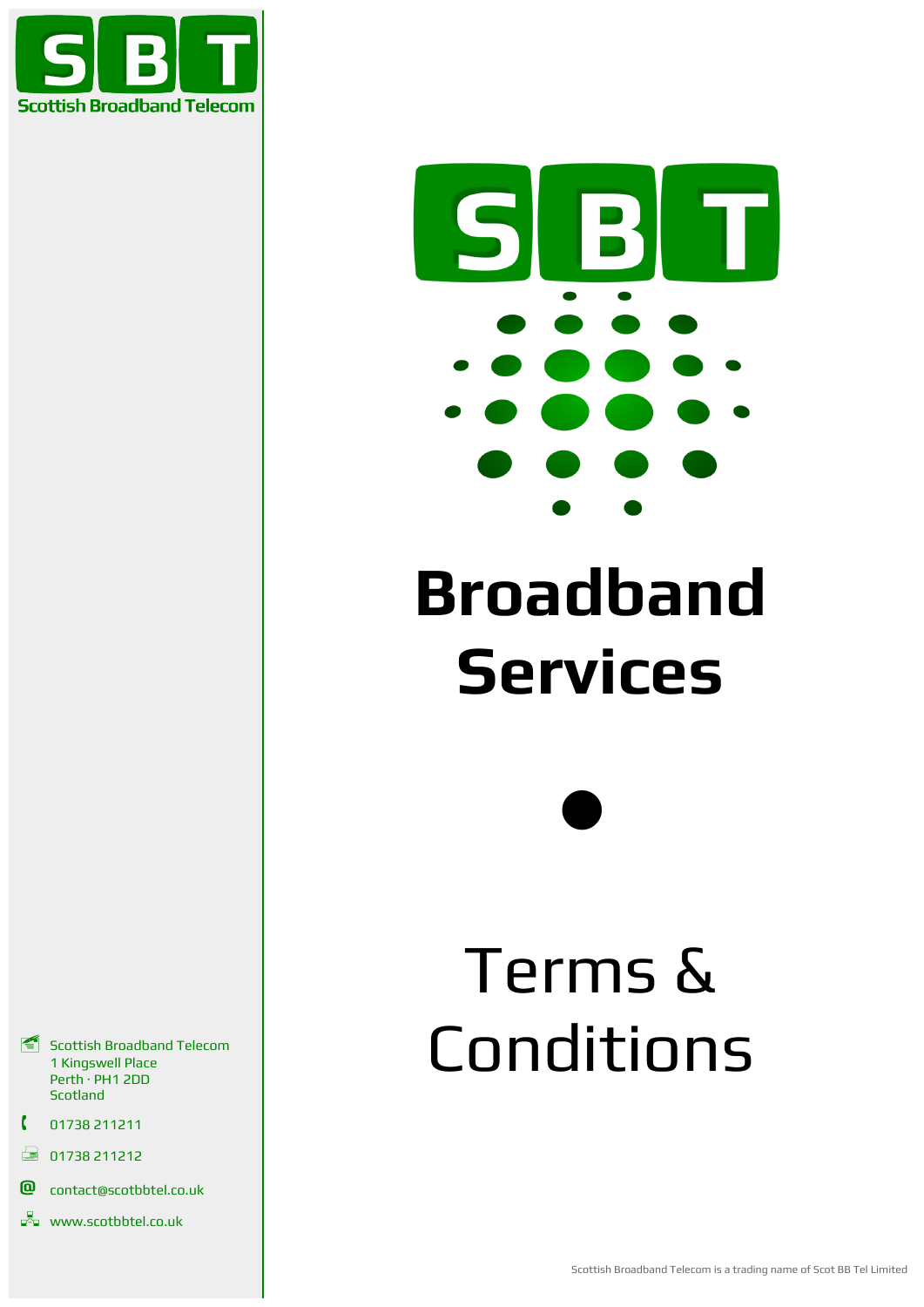SBT
Scottish Broadband Telecom

# Broadband Services

# Terms & Conditions

Scottish Broadband Telecom
1 Kingswell Place
Perth · PH1 2DD
Scotland

01738 211211

01738 211212

contact@scotbbtel.co.uk

www.scotbbtel.co.uk

Scottish Broadband Telecom is a trading name of Scot BB Tel Limited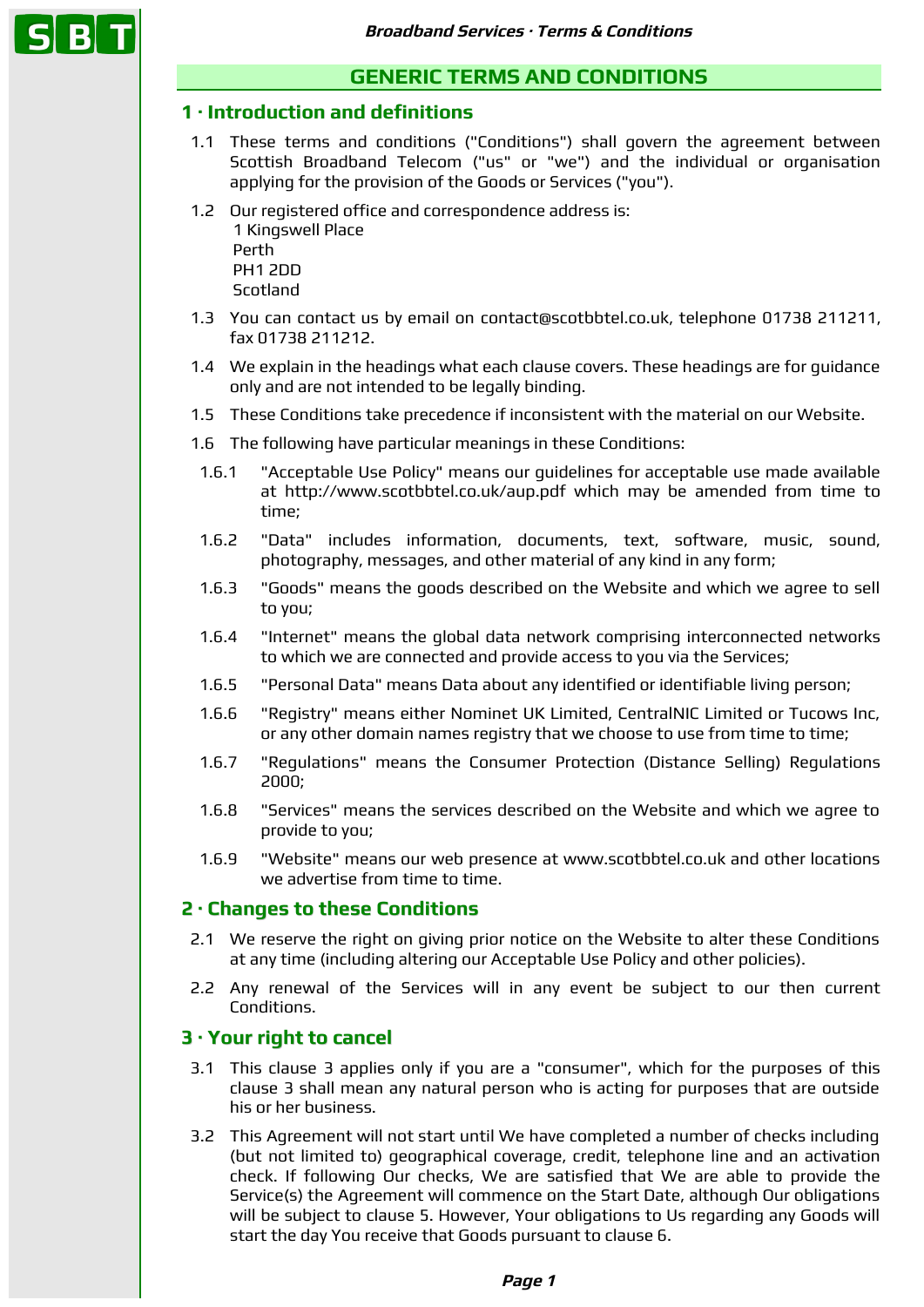## GENERIC TERMS AND CONDITIONS

### 1 · Introduction and definitions

1.1 These terms and conditions ("Conditions") shall govern the agreement between Scottish Broadband Telecom ("us" or "we") and the individual or organisation applying for the provision of the Goods or Services ("you").

1.2 Our registered office and correspondence address is:
1 Kingswell Place
Perth
PH1 2DD
Scotland

1.3 You can contact us by email on contact@scotbbtel.co.uk, telephone 01738 211211, fax 01738 211212.

1.4 We explain in the headings what each clause covers. These headings are for guidance only and are not intended to be legally binding.

1.5 These Conditions take precedence if inconsistent with the material on our Website.

1.6 The following have particular meanings in these Conditions:

1.6.1 "Acceptable Use Policy" means our guidelines for acceptable use made available at http://www.scotbbtel.co.uk/aup.pdf which may be amended from time to time;

1.6.2 "Data" includes information, documents, text, software, music, sound, photography, messages, and other material of any kind in any form;

1.6.3 "Goods" means the goods described on the Website and which we agree to sell to you;

1.6.4 "Internet" means the global data network comprising interconnected networks to which we are connected and provide access to you via the Services;

1.6.5 "Personal Data" means Data about any identified or identifiable living person;

1.6.6 "Registry" means either Nominet UK Limited, CentralNIC Limited or Tucows Inc, or any other domain names registry that we choose to use from time to time;

1.6.7 "Regulations" means the Consumer Protection (Distance Selling) Regulations 2000;

1.6.8 "Services" means the services described on the Website and which we agree to provide to you;

1.6.9 "Website" means our web presence at www.scotbbtel.co.uk and other locations we advertise from time to time.

### 2 · Changes to these Conditions

2.1 We reserve the right on giving prior notice on the Website to alter these Conditions at any time (including altering our Acceptable Use Policy and other policies).

2.2 Any renewal of the Services will in any event be subject to our then current Conditions.

### 3 · Your right to cancel

3.1 This clause 3 applies only if you are a "consumer", which for the purposes of this clause 3 shall mean any natural person who is acting for purposes that are outside his or her business.

3.2 This Agreement will not start until We have completed a number of checks including (but not limited to) geographical coverage, credit, telephone line and an activation check. If following Our checks, We are satisfied that We are able to provide the Service(s) the Agreement will commence on the Start Date, although Our obligations will be subject to clause 5. However, Your obligations to Us regarding any Goods will start the day You receive that Goods pursuant to clause 6.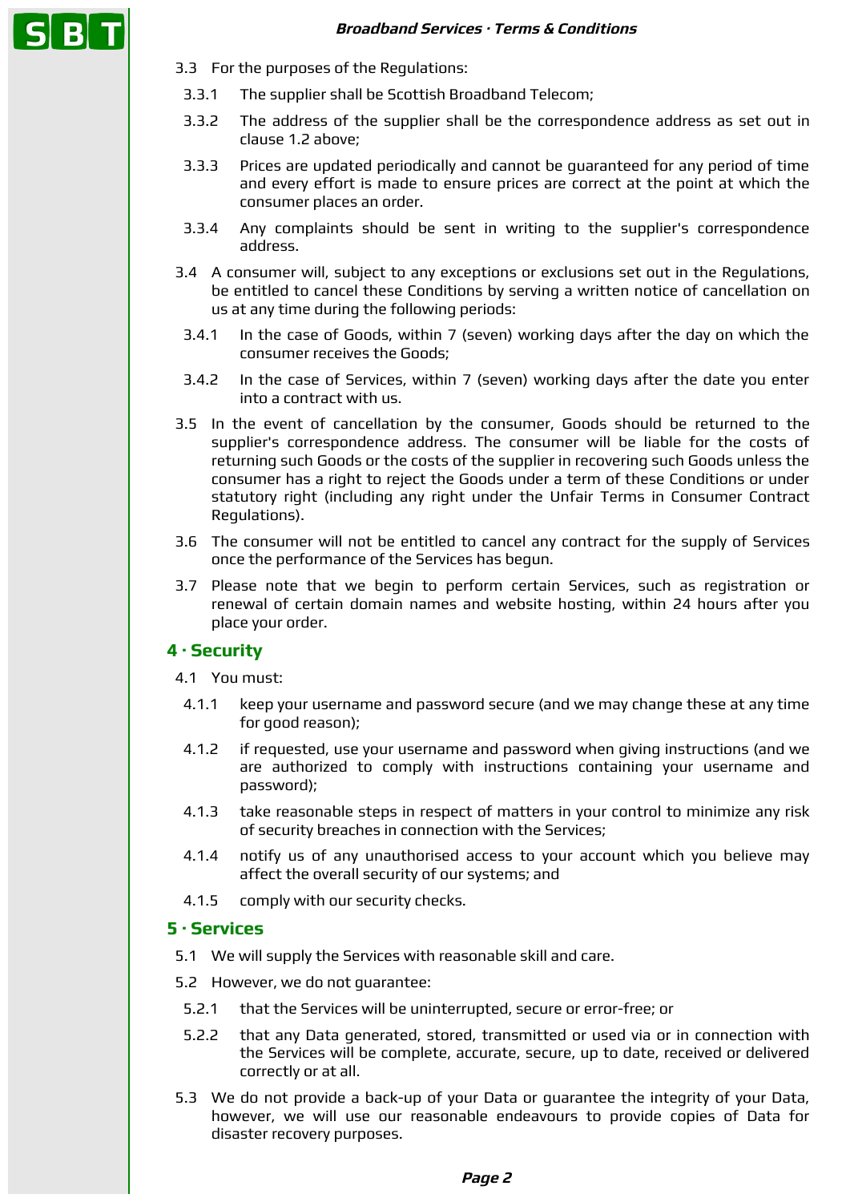3.3 For the purposes of the Regulations:

3.3.1 The supplier shall be Scottish Broadband Telecom;

3.3.2 The address of the supplier shall be the correspondence address as set out in clause 1.2 above;

3.3.3 Prices are updated periodically and cannot be guaranteed for any period of time and every effort is made to ensure prices are correct at the point at which the consumer places an order.

3.3.4 Any complaints should be sent in writing to the supplier's correspondence address.

3.4 A consumer will, subject to any exceptions or exclusions set out in the Regulations, be entitled to cancel these Conditions by serving a written notice of cancellation on us at any time during the following periods:

3.4.1 In the case of Goods, within 7 (seven) working days after the day on which the consumer receives the Goods;

3.4.2 In the case of Services, within 7 (seven) working days after the date you enter into a contract with us.

3.5 In the event of cancellation by the consumer, Goods should be returned to the supplier's correspondence address. The consumer will be liable for the costs of returning such Goods or the costs of the supplier in recovering such Goods unless the consumer has a right to reject the Goods under a term of these Conditions or under statutory right (including any right under the Unfair Terms in Consumer Contract Regulations).

3.6 The consumer will not be entitled to cancel any contract for the supply of Services once the performance of the Services has begun.

3.7 Please note that we begin to perform certain Services, such as registration or renewal of certain domain names and website hosting, within 24 hours after you place your order.

## 4 · Security

4.1 You must:

4.1.1 keep your username and password secure (and we may change these at any time for good reason);

4.1.2 if requested, use your username and password when giving instructions (and we are authorized to comply with instructions containing your username and password);

4.1.3 take reasonable steps in respect of matters in your control to minimize any risk of security breaches in connection with the Services;

4.1.4 notify us of any unauthorised access to your account which you believe may affect the overall security of our systems; and

4.1.5 comply with our security checks.

## 5 · Services

5.1 We will supply the Services with reasonable skill and care.

5.2 However, we do not guarantee:

5.2.1 that the Services will be uninterrupted, secure or error-free; or

5.2.2 that any Data generated, stored, transmitted or used via or in connection with the Services will be complete, accurate, secure, up to date, received or delivered correctly or at all.

5.3 We do not provide a back-up of your Data or guarantee the integrity of your Data, however, we will use our reasonable endeavours to provide copies of Data for disaster recovery purposes.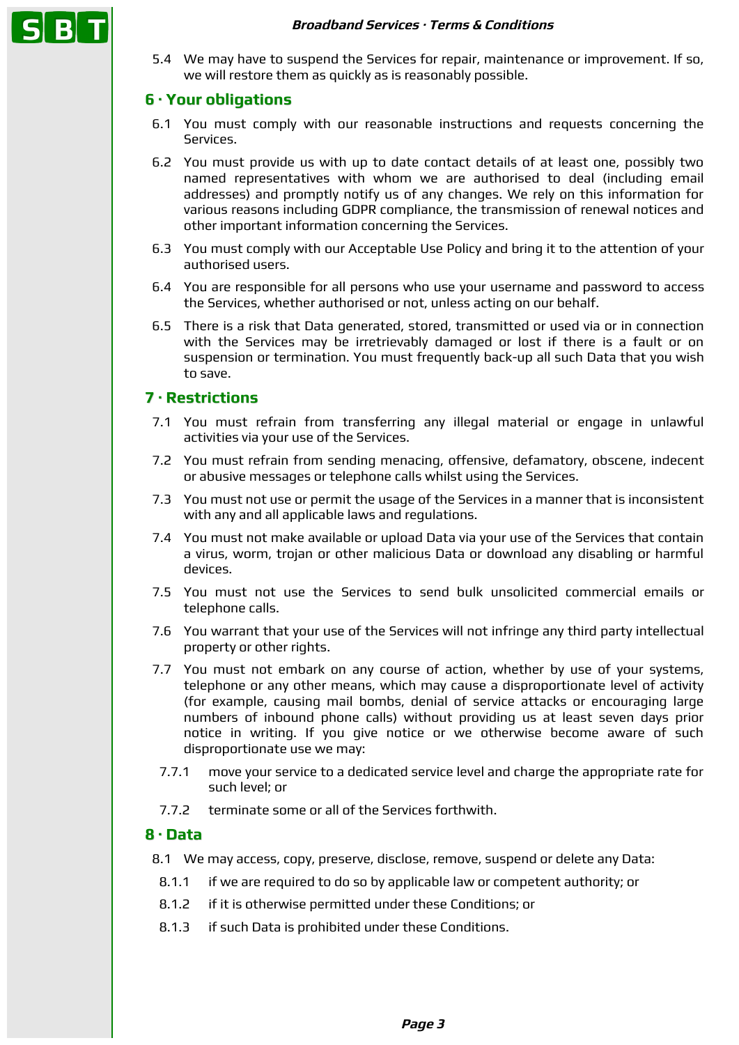5.4 We may have to suspend the Services for repair, maintenance or improvement. If so, we will restore them as quickly as is reasonably possible.

## 6 · Your obligations

6.1 You must comply with our reasonable instructions and requests concerning the Services.

6.2 You must provide us with up to date contact details of at least one, possibly two named representatives with whom we are authorised to deal (including email addresses) and promptly notify us of any changes. We rely on this information for various reasons including GDPR compliance, the transmission of renewal notices and other important information concerning the Services.

6.3 You must comply with our Acceptable Use Policy and bring it to the attention of your authorised users.

6.4 You are responsible for all persons who use your username and password to access the Services, whether authorised or not, unless acting on our behalf.

6.5 There is a risk that Data generated, stored, transmitted or used via or in connection with the Services may be irretrievably damaged or lost if there is a fault or on suspension or termination. You must frequently back-up all such Data that you wish to save.

## 7 · Restrictions

7.1 You must refrain from transferring any illegal material or engage in unlawful activities via your use of the Services.

7.2 You must refrain from sending menacing, offensive, defamatory, obscene, indecent or abusive messages or telephone calls whilst using the Services.

7.3 You must not use or permit the usage of the Services in a manner that is inconsistent with any and all applicable laws and regulations.

7.4 You must not make available or upload Data via your use of the Services that contain a virus, worm, trojan or other malicious Data or download any disabling or harmful devices.

7.5 You must not use the Services to send bulk unsolicited commercial emails or telephone calls.

7.6 You warrant that your use of the Services will not infringe any third party intellectual property or other rights.

7.7 You must not embark on any course of action, whether by use of your systems, telephone or any other means, which may cause a disproportionate level of activity (for example, causing mail bombs, denial of service attacks or encouraging large numbers of inbound phone calls) without providing us at least seven days prior notice in writing. If you give notice or we otherwise become aware of such disproportionate use we may:

7.7.1 move your service to a dedicated service level and charge the appropriate rate for such level; or

7.7.2 terminate some or all of the Services forthwith.

## 8 · Data

8.1 We may access, copy, preserve, disclose, remove, suspend or delete any Data:

8.1.1 if we are required to do so by applicable law or competent authority; or

8.1.2 if it is otherwise permitted under these Conditions; or

8.1.3 if such Data is prohibited under these Conditions.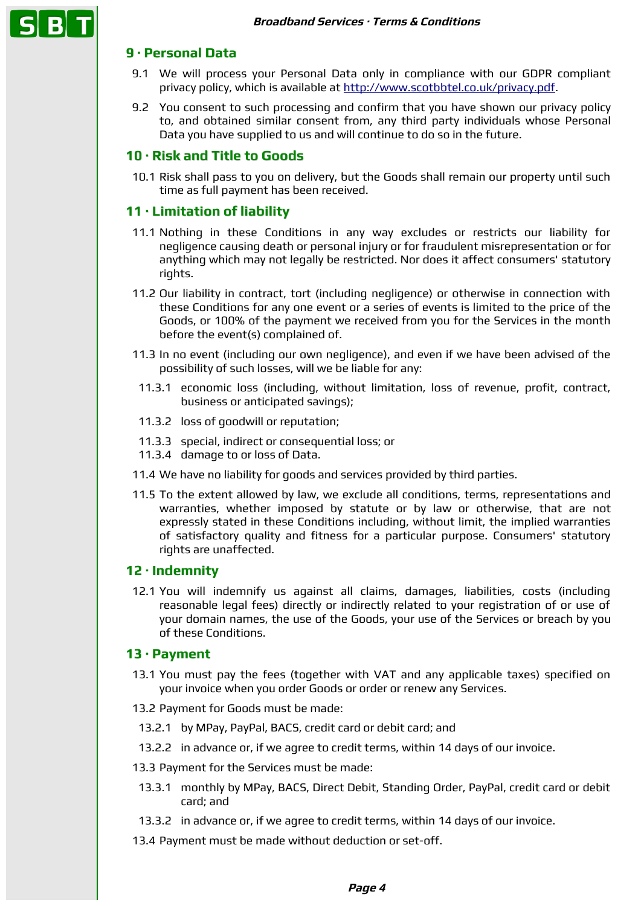## 9 · Personal Data

9.1 We will process your Personal Data only in compliance with our GDPR compliant privacy policy, which is available at [http://www.scotbbtel.co.uk/privacy.pdf](http://www.scotbbtel.co.uk/privacy.pdf).

9.2 You consent to such processing and confirm that you have shown our privacy policy to, and obtained similar consent from, any third party individuals whose Personal Data you have supplied to us and will continue to do so in the future.

## 10 · Risk and Title to Goods

10.1 Risk shall pass to you on delivery, but the Goods shall remain our property until such time as full payment has been received.

## 11 · Limitation of liability

11.1 Nothing in these Conditions in any way excludes or restricts our liability for negligence causing death or personal injury or for fraudulent misrepresentation or for anything which may not legally be restricted. Nor does it affect consumers' statutory rights.

11.2 Our liability in contract, tort (including negligence) or otherwise in connection with these Conditions for any one event or a series of events is limited to the price of the Goods, or 100% of the payment we received from you for the Services in the month before the event(s) complained of.

11.3 In no event (including our own negligence), and even if we have been advised of the possibility of such losses, will we be liable for any:

- 11.3.1 economic loss (including, without limitation, loss of revenue, profit, contract, business or anticipated savings);
- 11.3.2 loss of goodwill or reputation;
- 11.3.3 special, indirect or consequential loss; or
- 11.3.4 damage to or loss of Data.

11.4 We have no liability for goods and services provided by third parties.

11.5 To the extent allowed by law, we exclude all conditions, terms, representations and warranties, whether imposed by statute or by law or otherwise, that are not expressly stated in these Conditions including, without limit, the implied warranties of satisfactory quality and fitness for a particular purpose. Consumers' statutory rights are unaffected.

## 12 · Indemnity

12.1 You will indemnify us against all claims, damages, liabilities, costs (including reasonable legal fees) directly or indirectly related to your registration of or use of your domain names, the use of the Goods, your use of the Services or breach by you of these Conditions.

## 13 · Payment

13.1 You must pay the fees (together with VAT and any applicable taxes) specified on your invoice when you order Goods or order or renew any Services.

13.2 Payment for Goods must be made:

- 13.2.1 by MPay, PayPal, BACS, credit card or debit card; and
- 13.2.2 in advance or, if we agree to credit terms, within 14 days of our invoice.

13.3 Payment for the Services must be made:

- 13.3.1 monthly by MPay, BACS, Direct Debit, Standing Order, PayPal, credit card or debit card; and
- 13.3.2 in advance or, if we agree to credit terms, within 14 days of our invoice.

13.4 Payment must be made without deduction or set-off.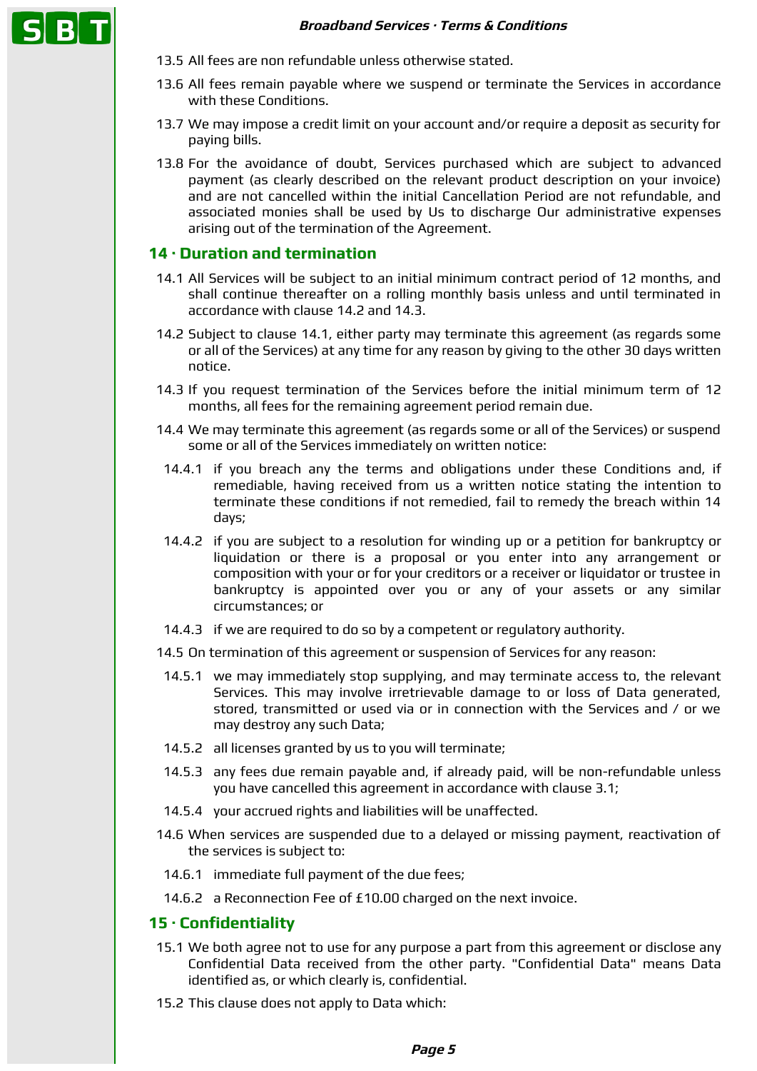13.5 All fees are non refundable unless otherwise stated.

13.6 All fees remain payable where we suspend or terminate the Services in accordance with these Conditions.

13.7 We may impose a credit limit on your account and/or require a deposit as security for paying bills.

13.8 For the avoidance of doubt, Services purchased which are subject to advanced payment (as clearly described on the relevant product description on your invoice) and are not cancelled within the initial Cancellation Period are not refundable, and associated monies shall be used by Us to discharge Our administrative expenses arising out of the termination of the Agreement.

## 14 · Duration and termination

14.1 All Services will be subject to an initial minimum contract period of 12 months, and shall continue thereafter on a rolling monthly basis unless and until terminated in accordance with clause 14.2 and 14.3.

14.2 Subject to clause 14.1, either party may terminate this agreement (as regards some or all of the Services) at any time for any reason by giving to the other 30 days written notice.

14.3 If you request termination of the Services before the initial minimum term of 12 months, all fees for the remaining agreement period remain due.

14.4 We may terminate this agreement (as regards some or all of the Services) or suspend some or all of the Services immediately on written notice:

14.4.1 if you breach any the terms and obligations under these Conditions and, if remediable, having received from us a written notice stating the intention to terminate these conditions if not remedied, fail to remedy the breach within 14 days;

14.4.2 if you are subject to a resolution for winding up or a petition for bankruptcy or liquidation or there is a proposal or you enter into any arrangement or composition with your or for your creditors or a receiver or liquidator or trustee in bankruptcy is appointed over you or any of your assets or any similar circumstances; or

14.4.3 if we are required to do so by a competent or regulatory authority.

14.5 On termination of this agreement or suspension of Services for any reason:

14.5.1 we may immediately stop supplying, and may terminate access to, the relevant Services. This may involve irretrievable damage to or loss of Data generated, stored, transmitted or used via or in connection with the Services and / or we may destroy any such Data;

14.5.2 all licenses granted by us to you will terminate;

14.5.3 any fees due remain payable and, if already paid, will be non-refundable unless you have cancelled this agreement in accordance with clause 3.1;

14.5.4 your accrued rights and liabilities will be unaffected.

14.6 When services are suspended due to a delayed or missing payment, reactivation of the services is subject to:

14.6.1 immediate full payment of the due fees;

14.6.2 a Reconnection Fee of £10.00 charged on the next invoice.

## 15 · Confidentiality

15.1 We both agree not to use for any purpose a part from this agreement or disclose any Confidential Data received from the other party. "Confidential Data" means Data identified as, or which clearly is, confidential.

15.2 This clause does not apply to Data which: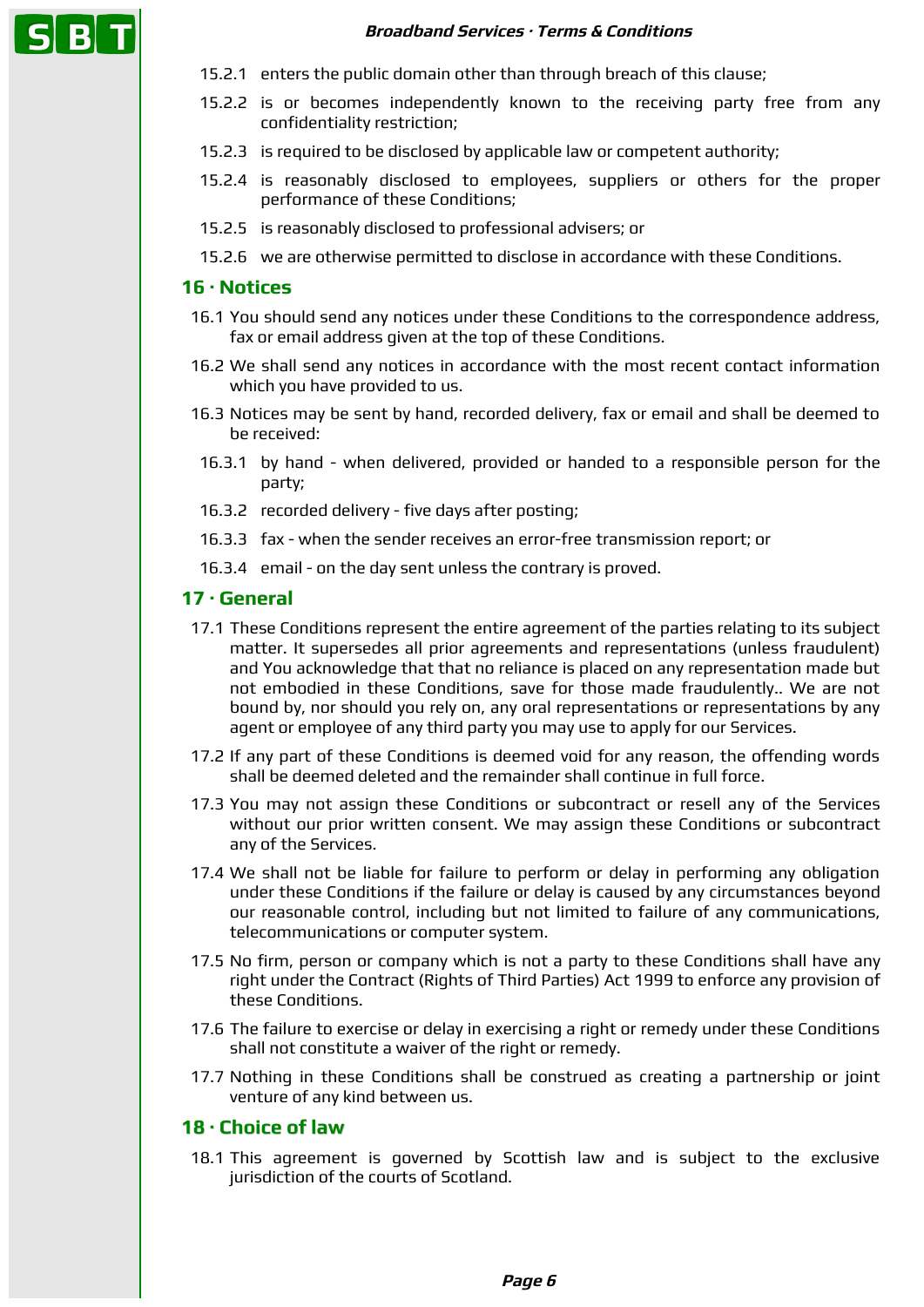15.2.1 enters the public domain other than through breach of this clause;

15.2.2 is or becomes independently known to the receiving party free from any confidentiality restriction;

15.2.3 is required to be disclosed by applicable law or competent authority;

15.2.4 is reasonably disclosed to employees, suppliers or others for the proper performance of these Conditions;

15.2.5 is reasonably disclosed to professional advisers; or

15.2.6 we are otherwise permitted to disclose in accordance with these Conditions.

## 16 · Notices

16.1 You should send any notices under these Conditions to the correspondence address, fax or email address given at the top of these Conditions.

16.2 We shall send any notices in accordance with the most recent contact information which you have provided to us.

16.3 Notices may be sent by hand, recorded delivery, fax or email and shall be deemed to be received:

16.3.1 by hand - when delivered, provided or handed to a responsible person for the party;

16.3.2 recorded delivery - five days after posting;

16.3.3 fax - when the sender receives an error-free transmission report; or

16.3.4 email - on the day sent unless the contrary is proved.

## 17 · General

17.1 These Conditions represent the entire agreement of the parties relating to its subject matter. It supersedes all prior agreements and representations (unless fraudulent) and You acknowledge that that no reliance is placed on any representation made but not embodied in these Conditions, save for those made fraudulently.. We are not bound by, nor should you rely on, any oral representations or representations by any agent or employee of any third party you may use to apply for our Services.

17.2 If any part of these Conditions is deemed void for any reason, the offending words shall be deemed deleted and the remainder shall continue in full force.

17.3 You may not assign these Conditions or subcontract or resell any of the Services without our prior written consent. We may assign these Conditions or subcontract any of the Services.

17.4 We shall not be liable for failure to perform or delay in performing any obligation under these Conditions if the failure or delay is caused by any circumstances beyond our reasonable control, including but not limited to failure of any communications, telecommunications or computer system.

17.5 No firm, person or company which is not a party to these Conditions shall have any right under the Contract (Rights of Third Parties) Act 1999 to enforce any provision of these Conditions.

17.6 The failure to exercise or delay in exercising a right or remedy under these Conditions shall not constitute a waiver of the right or remedy.

17.7 Nothing in these Conditions shall be construed as creating a partnership or joint venture of any kind between us.

## 18 · Choice of law

18.1 This agreement is governed by Scottish law and is subject to the exclusive jurisdiction of the courts of Scotland.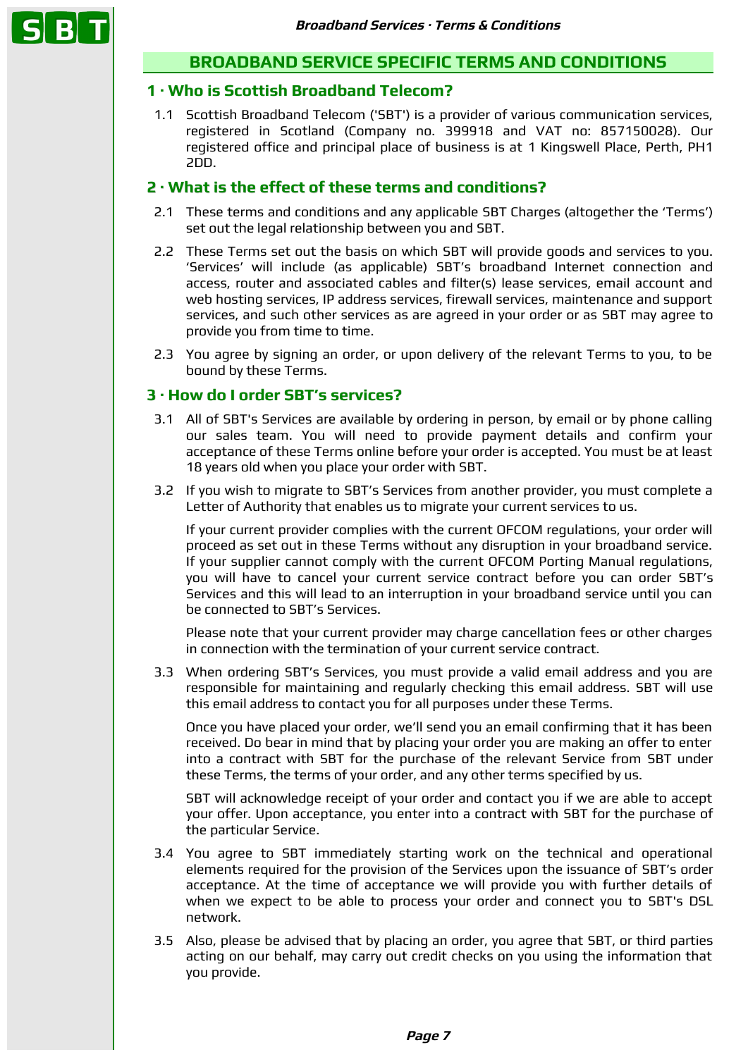## BROADBAND SERVICE SPECIFIC TERMS AND CONDITIONS

### 1 · Who is Scottish Broadband Telecom?

1.1 Scottish Broadband Telecom ('SBT') is a provider of various communication services, registered in Scotland (Company no. 399918 and VAT no: 857150028). Our registered office and principal place of business is at 1 Kingswell Place, Perth, PH1 2DD.

### 2 · What is the effect of these terms and conditions?

2.1 These terms and conditions and any applicable SBT Charges (altogether the 'Terms') set out the legal relationship between you and SBT.

2.2 These Terms set out the basis on which SBT will provide goods and services to you. 'Services' will include (as applicable) SBT's broadband Internet connection and access, router and associated cables and filter(s) lease services, email account and web hosting services, IP address services, firewall services, maintenance and support services, and such other services as are agreed in your order or as SBT may agree to provide you from time to time.

2.3 You agree by signing an order, or upon delivery of the relevant Terms to you, to be bound by these Terms.

### 3 · How do I order SBT's services?

3.1 All of SBT's Services are available by ordering in person, by email or by phone calling our sales team. You will need to provide payment details and confirm your acceptance of these Terms online before your order is accepted. You must be at least 18 years old when you place your order with SBT.

3.2 If you wish to migrate to SBT's Services from another provider, you must complete a Letter of Authority that enables us to migrate your current services to us.

If your current provider complies with the current OFCOM regulations, your order will proceed as set out in these Terms without any disruption in your broadband service. If your supplier cannot comply with the current OFCOM Porting Manual regulations, you will have to cancel your current service contract before you can order SBT's Services and this will lead to an interruption in your broadband service until you can be connected to SBT's Services.

Please note that your current provider may charge cancellation fees or other charges in connection with the termination of your current service contract.

3.3 When ordering SBT's Services, you must provide a valid email address and you are responsible for maintaining and regularly checking this email address. SBT will use this email address to contact you for all purposes under these Terms.

Once you have placed your order, we'll send you an email confirming that it has been received. Do bear in mind that by placing your order you are making an offer to enter into a contract with SBT for the purchase of the relevant Service from SBT under these Terms, the terms of your order, and any other terms specified by us.

SBT will acknowledge receipt of your order and contact you if we are able to accept your offer. Upon acceptance, you enter into a contract with SBT for the purchase of the particular Service.

3.4 You agree to SBT immediately starting work on the technical and operational elements required for the provision of the Services upon the issuance of SBT's order acceptance. At the time of acceptance we will provide you with further details of when we expect to be able to process your order and connect you to SBT's DSL network.

3.5 Also, please be advised that by placing an order, you agree that SBT, or third parties acting on our behalf, may carry out credit checks on you using the information that you provide.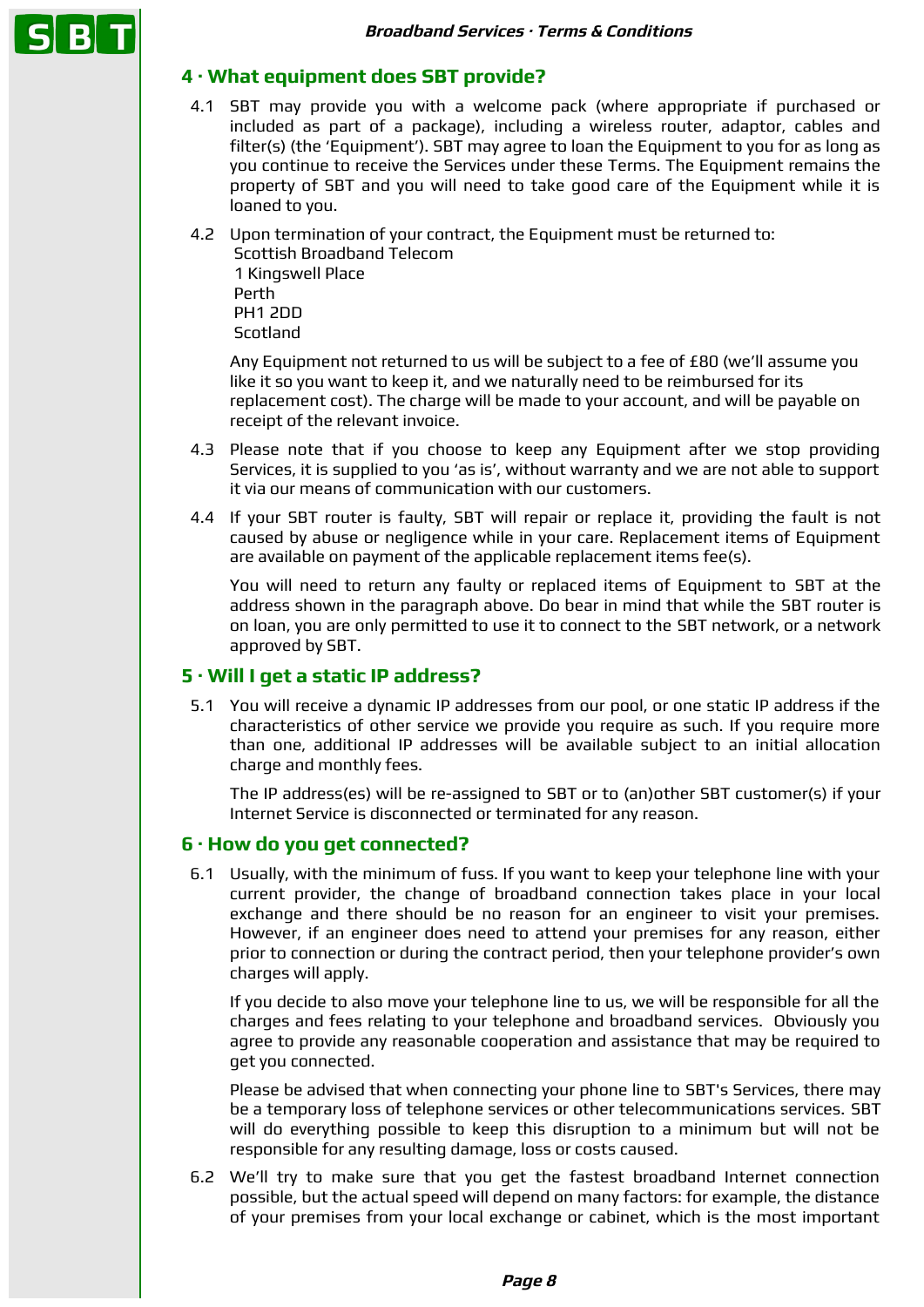## 4 · What equipment does SBT provide?

4.1 SBT may provide you with a welcome pack (where appropriate if purchased or included as part of a package), including a wireless router, adaptor, cables and filter(s) (the 'Equipment'). SBT may agree to loan the Equipment to you for as long as you continue to receive the Services under these Terms. The Equipment remains the property of SBT and you will need to take good care of the Equipment while it is loaned to you.

4.2 Upon termination of your contract, the Equipment must be returned to:
Scottish Broadband Telecom
1 Kingswell Place
Perth
PH1 2DD
Scotland

Any Equipment not returned to us will be subject to a fee of £80 (we'll assume you like it so you want to keep it, and we naturally need to be reimbursed for its replacement cost). The charge will be made to your account, and will be payable on receipt of the relevant invoice.

4.3 Please note that if you choose to keep any Equipment after we stop providing Services, it is supplied to you 'as is', without warranty and we are not able to support it via our means of communication with our customers.

4.4 If your SBT router is faulty, SBT will repair or replace it, providing the fault is not caused by abuse or negligence while in your care. Replacement items of Equipment are available on payment of the applicable replacement items fee(s).

You will need to return any faulty or replaced items of Equipment to SBT at the address shown in the paragraph above. Do bear in mind that while the SBT router is on loan, you are only permitted to use it to connect to the SBT network, or a network approved by SBT.

## 5 · Will I get a static IP address?

5.1 You will receive a dynamic IP addresses from our pool, or one static IP address if the characteristics of other service we provide you require as such. If you require more than one, additional IP addresses will be available subject to an initial allocation charge and monthly fees.

The IP address(es) will be re-assigned to SBT or to (an)other SBT customer(s) if your Internet Service is disconnected or terminated for any reason.

## 6 · How do you get connected?

6.1 Usually, with the minimum of fuss. If you want to keep your telephone line with your current provider, the change of broadband connection takes place in your local exchange and there should be no reason for an engineer to visit your premises. However, if an engineer does need to attend your premises for any reason, either prior to connection or during the contract period, then your telephone provider's own charges will apply.

If you decide to also move your telephone line to us, we will be responsible for all the charges and fees relating to your telephone and broadband services. Obviously you agree to provide any reasonable cooperation and assistance that may be required to get you connected.

Please be advised that when connecting your phone line to SBT's Services, there may be a temporary loss of telephone services or other telecommunications services. SBT will do everything possible to keep this disruption to a minimum but will not be responsible for any resulting damage, loss or costs caused.

6.2 We'll try to make sure that you get the fastest broadband Internet connection possible, but the actual speed will depend on many factors: for example, the distance of your premises from your local exchange or cabinet, which is the most important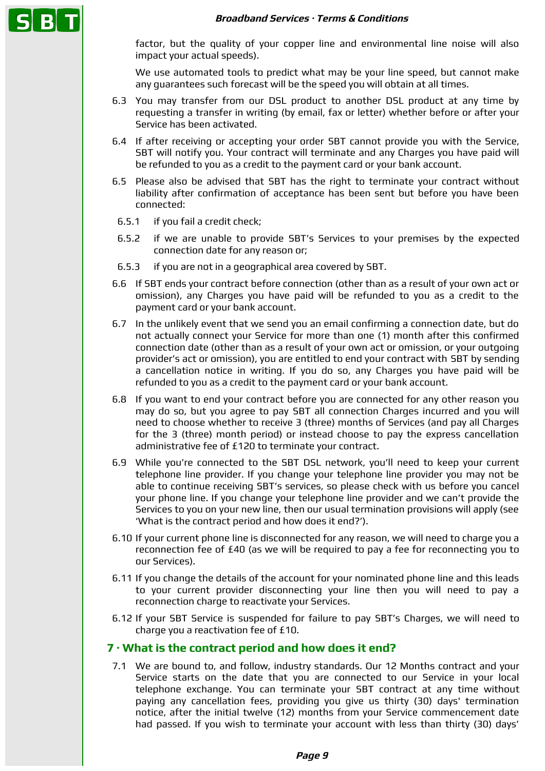factor, but the quality of your copper line and environmental line noise will also impact your actual speeds).

We use automated tools to predict what may be your line speed, but cannot make any guarantees such forecast will be the speed you will obtain at all times.

6.3 You may transfer from our DSL product to another DSL product at any time by requesting a transfer in writing (by email, fax or letter) whether before or after your Service has been activated.

6.4 If after receiving or accepting your order SBT cannot provide you with the Service, SBT will notify you. Your contract will terminate and any Charges you have paid will be refunded to you as a credit to the payment card or your bank account.

6.5 Please also be advised that SBT has the right to terminate your contract without liability after confirmation of acceptance has been sent but before you have been connected:

6.5.1 if you fail a credit check;

6.5.2 if we are unable to provide SBT's Services to your premises by the expected connection date for any reason or;

6.5.3 if you are not in a geographical area covered by SBT.

6.6 If SBT ends your contract before connection (other than as a result of your own act or omission), any Charges you have paid will be refunded to you as a credit to the payment card or your bank account.

6.7 In the unlikely event that we send you an email confirming a connection date, but do not actually connect your Service for more than one (1) month after this confirmed connection date (other than as a result of your own act or omission, or your outgoing provider's act or omission), you are entitled to end your contract with SBT by sending a cancellation notice in writing. If you do so, any Charges you have paid will be refunded to you as a credit to the payment card or your bank account.

6.8 If you want to end your contract before you are connected for any other reason you may do so, but you agree to pay SBT all connection Charges incurred and you will need to choose whether to receive 3 (three) months of Services (and pay all Charges for the 3 (three) month period) or instead choose to pay the express cancellation administrative fee of £120 to terminate your contract.

6.9 While you're connected to the SBT DSL network, you'll need to keep your current telephone line provider. If you change your telephone line provider you may not be able to continue receiving SBT's services, so please check with us before you cancel your phone line. If you change your telephone line provider and we can't provide the Services to you on your new line, then our usual termination provisions will apply (see 'What is the contract period and how does it end?').

6.10 If your current phone line is disconnected for any reason, we will need to charge you a reconnection fee of £40 (as we will be required to pay a fee for reconnecting you to our Services).

6.11 If you change the details of the account for your nominated phone line and this leads to your current provider disconnecting your line then you will need to pay a reconnection charge to reactivate your Services.

6.12 If your SBT Service is suspended for failure to pay SBT's Charges, we will need to charge you a reactivation fee of £10.

## 7 · What is the contract period and how does it end?

7.1 We are bound to, and follow, industry standards. Our 12 Months contract and your Service starts on the date that you are connected to our Service in your local telephone exchange. You can terminate your SBT contract at any time without paying any cancellation fees, providing you give us thirty (30) days' termination notice, after the initial twelve (12) months from your Service commencement date had passed. If you wish to terminate your account with less than thirty (30) days'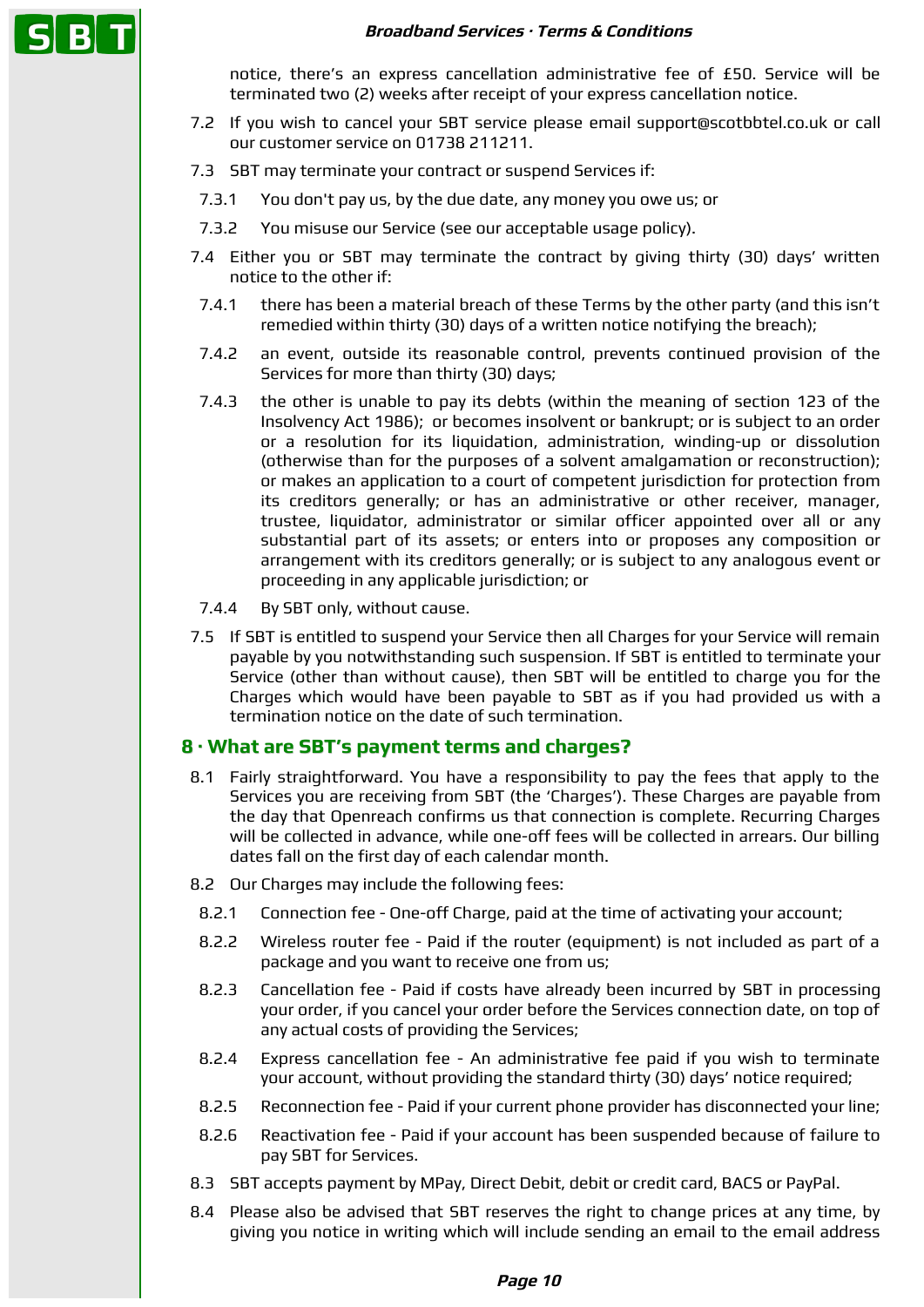notice, there's an express cancellation administrative fee of £50. Service will be terminated two (2) weeks after receipt of your express cancellation notice.

7.2 If you wish to cancel your SBT service please email support@scotbbtel.co.uk or call our customer service on 01738 211211.

7.3 SBT may terminate your contract or suspend Services if:

7.3.1 You don't pay us, by the due date, any money you owe us; or

7.3.2 You misuse our Service (see our acceptable usage policy).

7.4 Either you or SBT may terminate the contract by giving thirty (30) days' written notice to the other if:

7.4.1 there has been a material breach of these Terms by the other party (and this isn't remedied within thirty (30) days of a written notice notifying the breach);

7.4.2 an event, outside its reasonable control, prevents continued provision of the Services for more than thirty (30) days;

7.4.3 the other is unable to pay its debts (within the meaning of section 123 of the Insolvency Act 1986); or becomes insolvent or bankrupt; or is subject to an order or a resolution for its liquidation, administration, winding-up or dissolution (otherwise than for the purposes of a solvent amalgamation or reconstruction); or makes an application to a court of competent jurisdiction for protection from its creditors generally; or has an administrative or other receiver, manager, trustee, liquidator, administrator or similar officer appointed over all or any substantial part of its assets; or enters into or proposes any composition or arrangement with its creditors generally; or is subject to any analogous event or proceeding in any applicable jurisdiction; or

7.4.4 By SBT only, without cause.

7.5 If SBT is entitled to suspend your Service then all Charges for your Service will remain payable by you notwithstanding such suspension. If SBT is entitled to terminate your Service (other than without cause), then SBT will be entitled to charge you for the Charges which would have been payable to SBT as if you had provided us with a termination notice on the date of such termination.

## 8 · What are SBT's payment terms and charges?

8.1 Fairly straightforward. You have a responsibility to pay the fees that apply to the Services you are receiving from SBT (the 'Charges'). These Charges are payable from the day that Openreach confirms us that connection is complete. Recurring Charges will be collected in advance, while one-off fees will be collected in arrears. Our billing dates fall on the first day of each calendar month.

8.2 Our Charges may include the following fees:

8.2.1 Connection fee - One-off Charge, paid at the time of activating your account;

8.2.2 Wireless router fee - Paid if the router (equipment) is not included as part of a package and you want to receive one from us;

8.2.3 Cancellation fee - Paid if costs have already been incurred by SBT in processing your order, if you cancel your order before the Services connection date, on top of any actual costs of providing the Services;

8.2.4 Express cancellation fee - An administrative fee paid if you wish to terminate your account, without providing the standard thirty (30) days' notice required;

8.2.5 Reconnection fee - Paid if your current phone provider has disconnected your line;

8.2.6 Reactivation fee - Paid if your account has been suspended because of failure to pay SBT for Services.

8.3 SBT accepts payment by MPay, Direct Debit, debit or credit card, BACS or PayPal.

8.4 Please also be advised that SBT reserves the right to change prices at any time, by giving you notice in writing which will include sending an email to the email address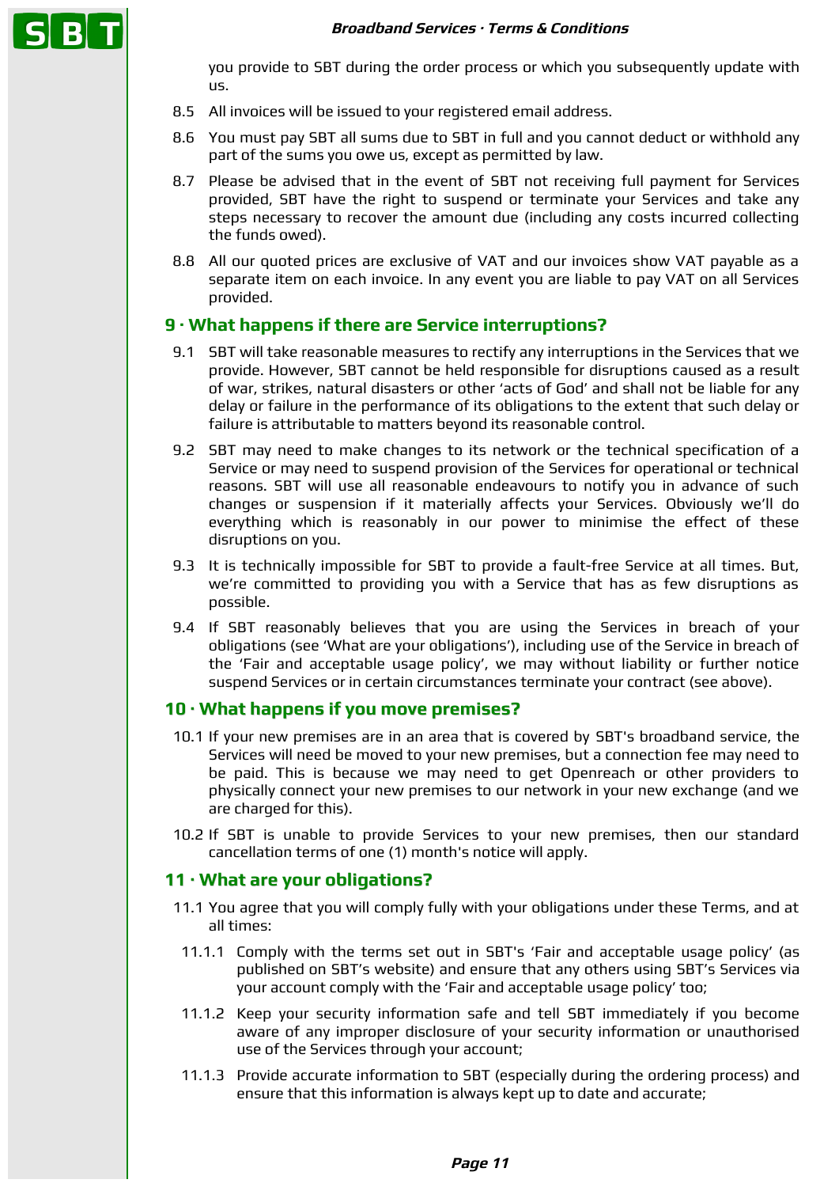you provide to SBT during the order process or which you subsequently update with us.

8.5 All invoices will be issued to your registered email address.

8.6 You must pay SBT all sums due to SBT in full and you cannot deduct or withhold any part of the sums you owe us, except as permitted by law.

8.7 Please be advised that in the event of SBT not receiving full payment for Services provided, SBT have the right to suspend or terminate your Services and take any steps necessary to recover the amount due (including any costs incurred collecting the funds owed).

8.8 All our quoted prices are exclusive of VAT and our invoices show VAT payable as a separate item on each invoice. In any event you are liable to pay VAT on all Services provided.

## 9 · What happens if there are Service interruptions?

9.1 SBT will take reasonable measures to rectify any interruptions in the Services that we provide. However, SBT cannot be held responsible for disruptions caused as a result of war, strikes, natural disasters or other 'acts of God' and shall not be liable for any delay or failure in the performance of its obligations to the extent that such delay or failure is attributable to matters beyond its reasonable control.

9.2 SBT may need to make changes to its network or the technical specification of a Service or may need to suspend provision of the Services for operational or technical reasons. SBT will use all reasonable endeavours to notify you in advance of such changes or suspension if it materially affects your Services. Obviously we'll do everything which is reasonably in our power to minimise the effect of these disruptions on you.

9.3 It is technically impossible for SBT to provide a fault-free Service at all times. But, we're committed to providing you with a Service that has as few disruptions as possible.

9.4 If SBT reasonably believes that you are using the Services in breach of your obligations (see 'What are your obligations'), including use of the Service in breach of the 'Fair and acceptable usage policy', we may without liability or further notice suspend Services or in certain circumstances terminate your contract (see above).

## 10 · What happens if you move premises?

10.1 If your new premises are in an area that is covered by SBT's broadband service, the Services will need be moved to your new premises, but a connection fee may need to be paid. This is because we may need to get Openreach or other providers to physically connect your new premises to our network in your new exchange (and we are charged for this).

10.2 If SBT is unable to provide Services to your new premises, then our standard cancellation terms of one (1) month's notice will apply.

## 11 · What are your obligations?

11.1 You agree that you will comply fully with your obligations under these Terms, and at all times:

11.1.1 Comply with the terms set out in SBT's 'Fair and acceptable usage policy' (as published on SBT's website) and ensure that any others using SBT's Services via your account comply with the 'Fair and acceptable usage policy' too;

11.1.2 Keep your security information safe and tell SBT immediately if you become aware of any improper disclosure of your security information or unauthorised use of the Services through your account;

11.1.3 Provide accurate information to SBT (especially during the ordering process) and ensure that this information is always kept up to date and accurate;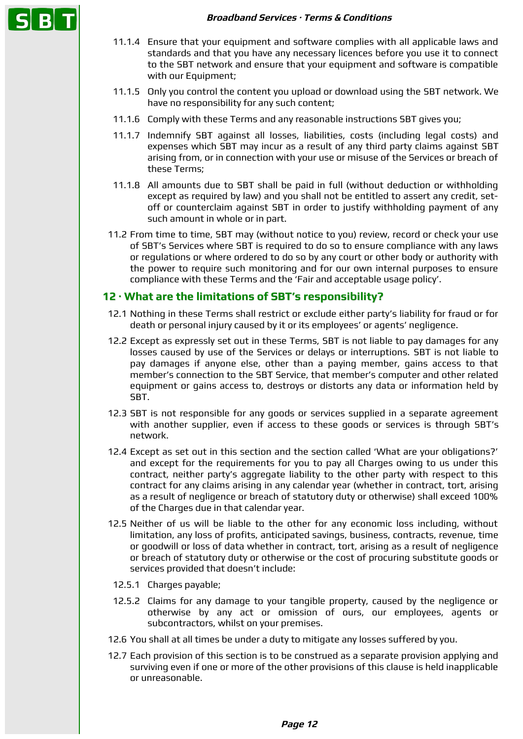11.1.4 Ensure that your equipment and software complies with all applicable laws and standards and that you have any necessary licences before you use it to connect to the SBT network and ensure that your equipment and software is compatible with our Equipment;

11.1.5 Only you control the content you upload or download using the SBT network. We have no responsibility for any such content;

11.1.6 Comply with these Terms and any reasonable instructions SBT gives you;

11.1.7 Indemnify SBT against all losses, liabilities, costs (including legal costs) and expenses which SBT may incur as a result of any third party claims against SBT arising from, or in connection with your use or misuse of the Services or breach of these Terms;

11.1.8 All amounts due to SBT shall be paid in full (without deduction or withholding except as required by law) and you shall not be entitled to assert any credit, set-off or counterclaim against SBT in order to justify withholding payment of any such amount in whole or in part.

11.2 From time to time, SBT may (without notice to you) review, record or check your use of SBT's Services where SBT is required to do so to ensure compliance with any laws or regulations or where ordered to do so by any court or other body or authority with the power to require such monitoring and for our own internal purposes to ensure compliance with these Terms and the 'Fair and acceptable usage policy'.

## 12 · What are the limitations of SBT's responsibility?

12.1 Nothing in these Terms shall restrict or exclude either party's liability for fraud or for death or personal injury caused by it or its employees' or agents' negligence.

12.2 Except as expressly set out in these Terms, SBT is not liable to pay damages for any losses caused by use of the Services or delays or interruptions. SBT is not liable to pay damages if anyone else, other than a paying member, gains access to that member's connection to the SBT Service, that member's computer and other related equipment or gains access to, destroys or distorts any data or information held by SBT.

12.3 SBT is not responsible for any goods or services supplied in a separate agreement with another supplier, even if access to these goods or services is through SBT's network.

12.4 Except as set out in this section and the section called 'What are your obligations?' and except for the requirements for you to pay all Charges owing to us under this contract, neither party's aggregate liability to the other party with respect to this contract for any claims arising in any calendar year (whether in contract, tort, arising as a result of negligence or breach of statutory duty or otherwise) shall exceed 100% of the Charges due in that calendar year.

12.5 Neither of us will be liable to the other for any economic loss including, without limitation, any loss of profits, anticipated savings, business, contracts, revenue, time or goodwill or loss of data whether in contract, tort, arising as a result of negligence or breach of statutory duty or otherwise or the cost of procuring substitute goods or services provided that doesn't include:

12.5.1 Charges payable;

12.5.2 Claims for any damage to your tangible property, caused by the negligence or otherwise by any act or omission of ours, our employees, agents or subcontractors, whilst on your premises.

12.6 You shall at all times be under a duty to mitigate any losses suffered by you.

12.7 Each provision of this section is to be construed as a separate provision applying and surviving even if one or more of the other provisions of this clause is held inapplicable or unreasonable.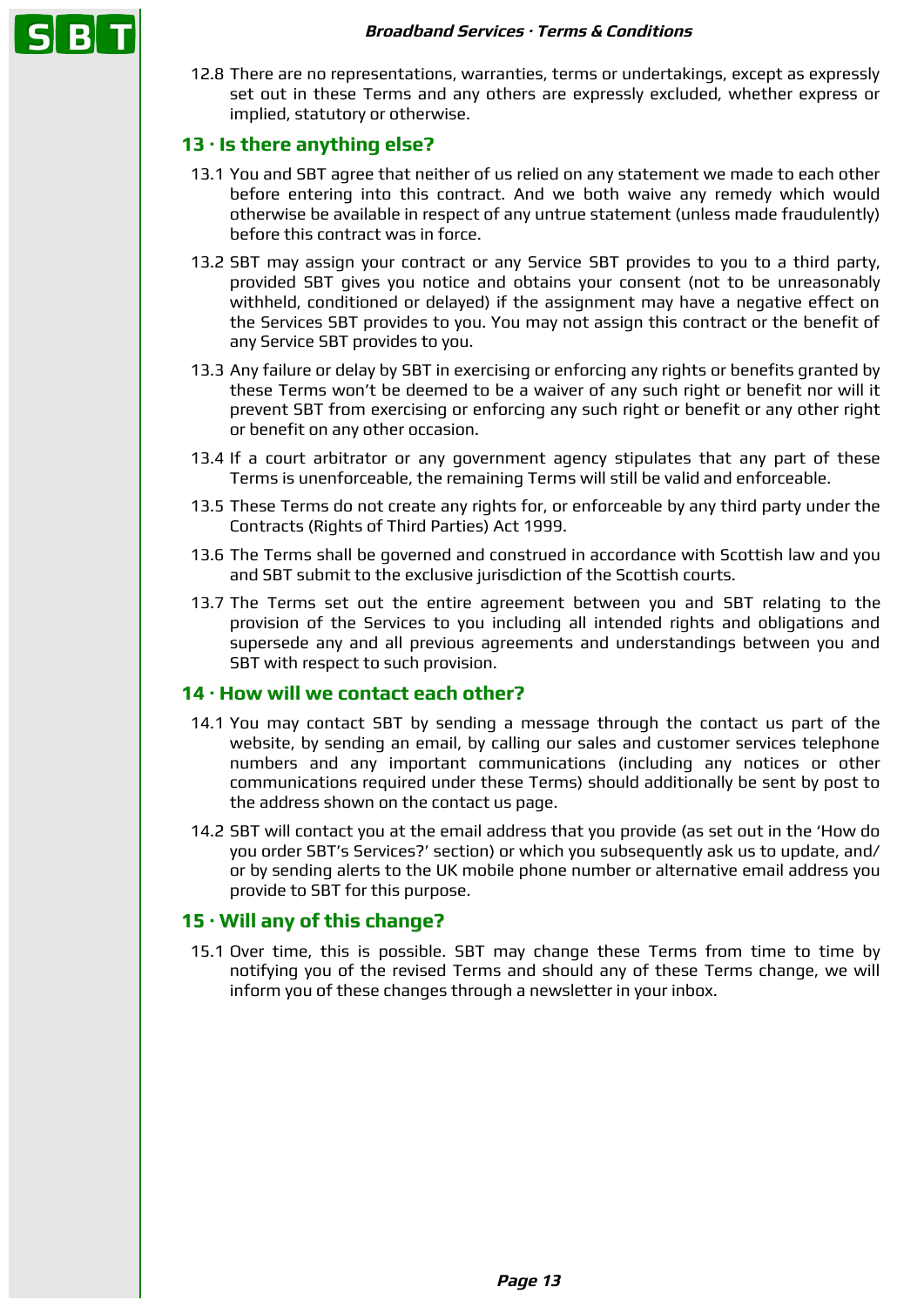12.8 There are no representations, warranties, terms or undertakings, except as expressly set out in these Terms and any others are expressly excluded, whether express or implied, statutory or otherwise.

## 13 · Is there anything else?

13.1 You and SBT agree that neither of us relied on any statement we made to each other before entering into this contract. And we both waive any remedy which would otherwise be available in respect of any untrue statement (unless made fraudulently) before this contract was in force.

13.2 SBT may assign your contract or any Service SBT provides to you to a third party, provided SBT gives you notice and obtains your consent (not to be unreasonably withheld, conditioned or delayed) if the assignment may have a negative effect on the Services SBT provides to you. You may not assign this contract or the benefit of any Service SBT provides to you.

13.3 Any failure or delay by SBT in exercising or enforcing any rights or benefits granted by these Terms won't be deemed to be a waiver of any such right or benefit nor will it prevent SBT from exercising or enforcing any such right or benefit or any other right or benefit on any other occasion.

13.4 If a court arbitrator or any government agency stipulates that any part of these Terms is unenforceable, the remaining Terms will still be valid and enforceable.

13.5 These Terms do not create any rights for, or enforceable by any third party under the Contracts (Rights of Third Parties) Act 1999.

13.6 The Terms shall be governed and construed in accordance with Scottish law and you and SBT submit to the exclusive jurisdiction of the Scottish courts.

13.7 The Terms set out the entire agreement between you and SBT relating to the provision of the Services to you including all intended rights and obligations and supersede any and all previous agreements and understandings between you and SBT with respect to such provision.

## 14 · How will we contact each other?

14.1 You may contact SBT by sending a message through the contact us part of the website, by sending an email, by calling our sales and customer services telephone numbers and any important communications (including any notices or other communications required under these Terms) should additionally be sent by post to the address shown on the contact us page.

14.2 SBT will contact you at the email address that you provide (as set out in the 'How do you order SBT's Services?' section) or which you subsequently ask us to update, and/or by sending alerts to the UK mobile phone number or alternative email address you provide to SBT for this purpose.

## 15 · Will any of this change?

15.1 Over time, this is possible. SBT may change these Terms from time to time by notifying you of the revised Terms and should any of these Terms change, we will inform you of these changes through a newsletter in your inbox.